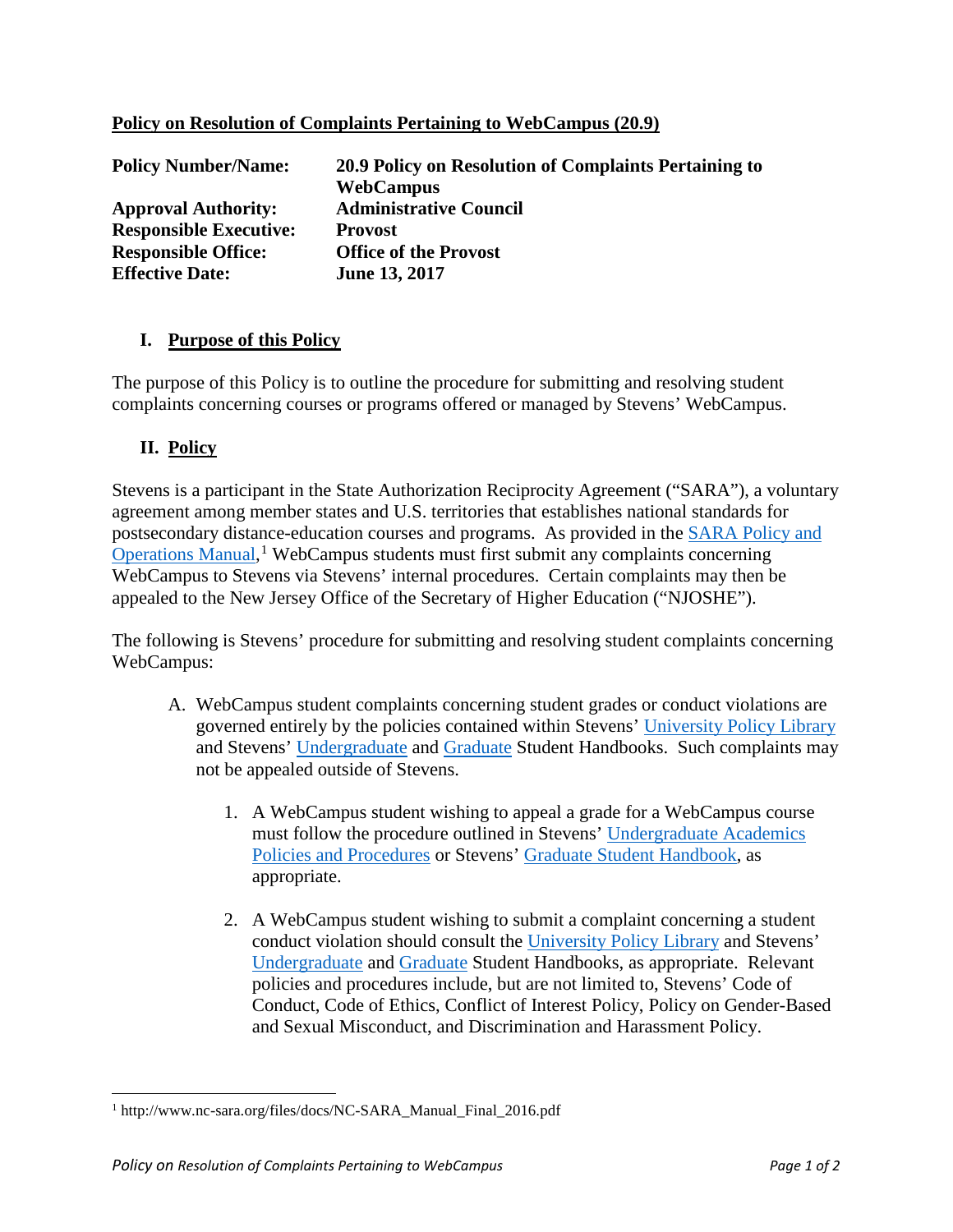# Policy on Resolution of Complaints Pertaining to WebCampus (20.9)

| | |
|---|---|
| **Policy Number/Name:** | **20.9 Policy on Resolution of Complaints Pertaining to WebCampus** |
| **Approval Authority:** | **Administrative Council** |
| **Responsible Executive:** | **Provost** |
| **Responsible Office:** | **Office of the Provost** |
| **Effective Date:** | **June 13, 2017** |

## I. Purpose of this Policy

The purpose of this Policy is to outline the procedure for submitting and resolving student complaints concerning courses or programs offered or managed by Stevens' WebCampus.

## II. Policy

Stevens is a participant in the State Authorization Reciprocity Agreement ("SARA"), a voluntary agreement among member states and U.S. territories that establishes national standards for postsecondary distance-education courses and programs. As provided in the SARA Policy and Operations Manual,[1] WebCampus students must first submit any complaints concerning WebCampus to Stevens via Stevens' internal procedures. Certain complaints may then be appealed to the New Jersey Office of the Secretary of Higher Education ("NJOSHE").

The following is Stevens' procedure for submitting and resolving student complaints concerning WebCampus:

A. WebCampus student complaints concerning student grades or conduct violations are governed entirely by the policies contained within Stevens' University Policy Library and Stevens' Undergraduate and Graduate Student Handbooks. Such complaints may not be appealed outside of Stevens.

   1. A WebCampus student wishing to appeal a grade for a WebCampus course must follow the procedure outlined in Stevens' Undergraduate Academics Policies and Procedures or Stevens' Graduate Student Handbook, as appropriate.

   2. A WebCampus student wishing to submit a complaint concerning a student conduct violation should consult the University Policy Library and Stevens' Undergraduate and Graduate Student Handbooks, as appropriate. Relevant policies and procedures include, but are not limited to, Stevens' Code of Conduct, Code of Ethics, Conflict of Interest Policy, Policy on Gender-Based and Sexual Misconduct, and Discrimination and Harassment Policy.

---

[1] http://www.nc-sara.org/files/docs/NC-SARA_Manual_Final_2016.pdf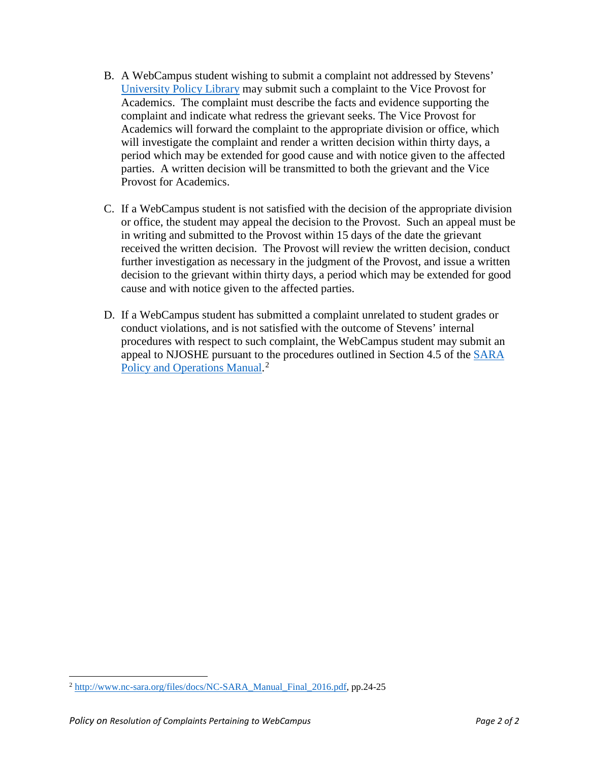B. A WebCampus student wishing to submit a complaint not addressed by Stevens' University Policy Library may submit such a complaint to the Vice Provost for Academics. The complaint must describe the facts and evidence supporting the complaint and indicate what redress the grievant seeks. The Vice Provost for Academics will forward the complaint to the appropriate division or office, which will investigate the complaint and render a written decision within thirty days, a period which may be extended for good cause and with notice given to the affected parties. A written decision will be transmitted to both the grievant and the Vice Provost for Academics.

C. If a WebCampus student is not satisfied with the decision of the appropriate division or office, the student may appeal the decision to the Provost. Such an appeal must be in writing and submitted to the Provost within 15 days of the date the grievant received the written decision. The Provost will review the written decision, conduct further investigation as necessary in the judgment of the Provost, and issue a written decision to the grievant within thirty days, a period which may be extended for good cause and with notice given to the affected parties.

D. If a WebCampus student has submitted a complaint unrelated to student grades or conduct violations, and is not satisfied with the outcome of Stevens' internal procedures with respect to such complaint, the WebCampus student may submit an appeal to NJOSHE pursuant to the procedures outlined in Section 4.5 of the SARA Policy and Operations Manual.[2]

---

[2] http://www.nc-sara.org/files/docs/NC-SARA_Manual_Final_2016.pdf, pp.24-25